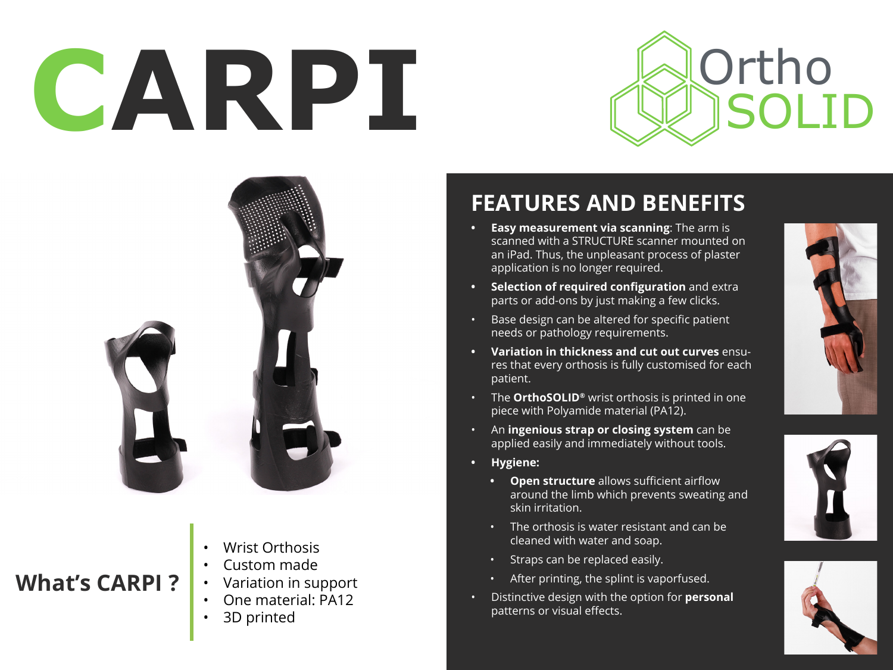# CARPI

Ortho SOLID

## What's CARPI ?

- Wrist Orthosis
- Custom made
- Variation in support
- One material: PA12
- 3D printed

## FEATURES AND BENEFITS

- **Easy measurement via scanning**: The arm is scanned with a STRUCTURE scanner mounted on an iPad. Thus, the unpleasant process of plaster application is no longer required.
- **Selection of required configuration** and extra parts or add-ons by just making a few clicks.
- Base design can be altered for specific patient needs or pathology requirements.
- **Variation in thickness and cut out curves** ensures that every orthosis is fully customised for each patient.
- The **OrthoSOLID®** wrist orthosis is printed in one piece with Polyamide material (PA12).
- An **ingenious strap or closing system** can be applied easily and immediately without tools.
- **Hygiene:**
  - **Open structure** allows sufficient airflow around the limb which prevents sweating and skin irritation.
  - The orthosis is water resistant and can be cleaned with water and soap.
  - Straps can be replaced easily.
  - After printing, the splint is vaporfused.
- Distinctive design with the option for **personal** patterns or visual effects.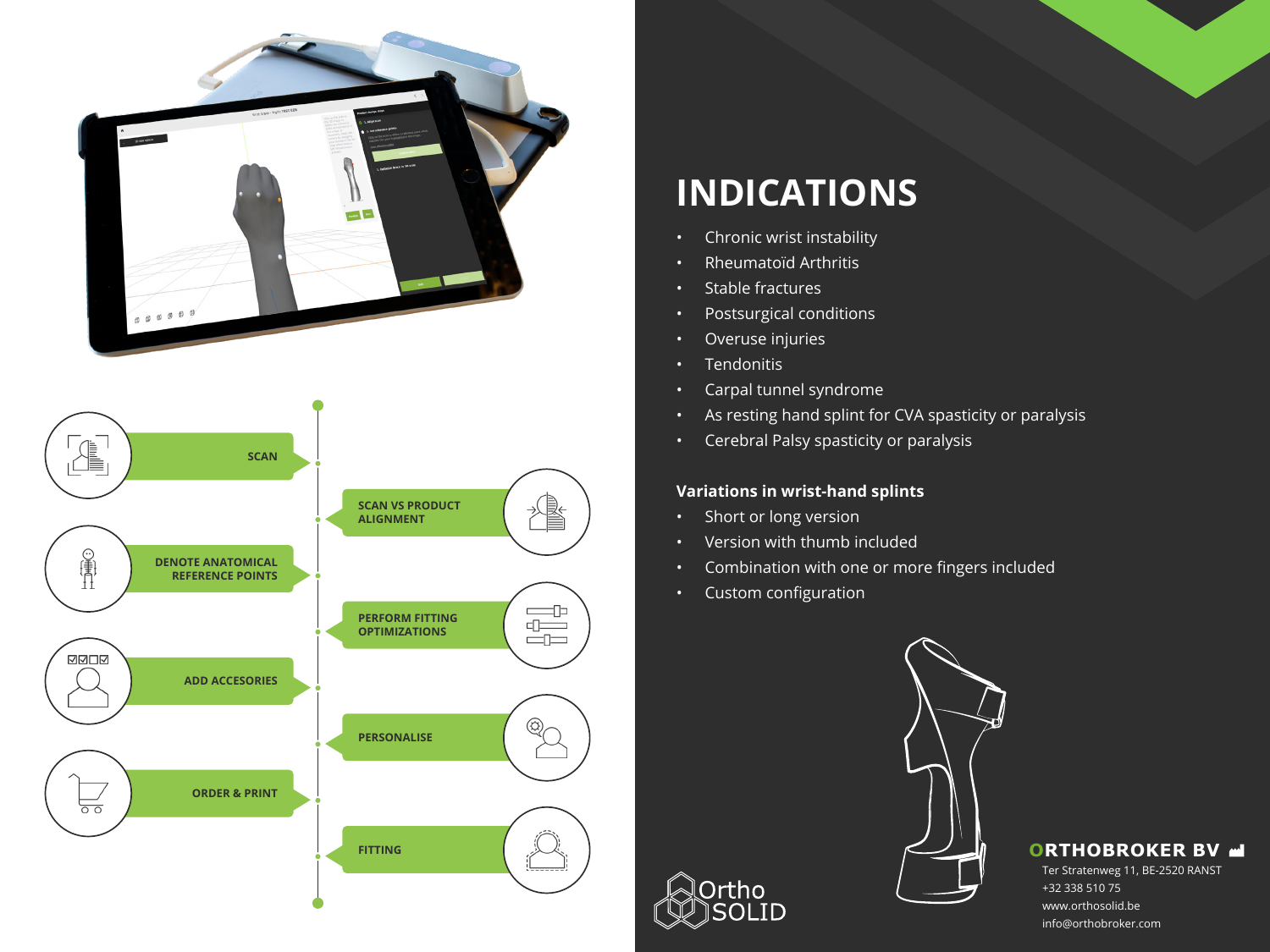SCAN

SCAN VS PRODUCT ALIGNMENT

DENOTE ANATOMICAL REFERENCE POINTS

PERFORM FITTING OPTIMIZATIONS

ADD ACCESORIES

PERSONALISE

ORDER & PRINT

FITTING

# INDICATIONS

- Chronic wrist instability
- Rheumatoïd Arthritis
- Stable fractures
- Postsurgical conditions
- Overuse injuries
- Tendonitis
- Carpal tunnel syndrome
- As resting hand splint for CVA spasticity or paralysis
- Cerebral Palsy spasticity or paralysis

**Variations in wrist-hand splints**

- Short or long version
- Version with thumb included
- Combination with one or more fingers included
- Custom configuration

Ortho SOLID

**ORTHOBROKER BV**

Ter Stratenweg 11, BE-2520 RANST
+32 338 510 75
www.orthosolid.be
info@orthobroker.com